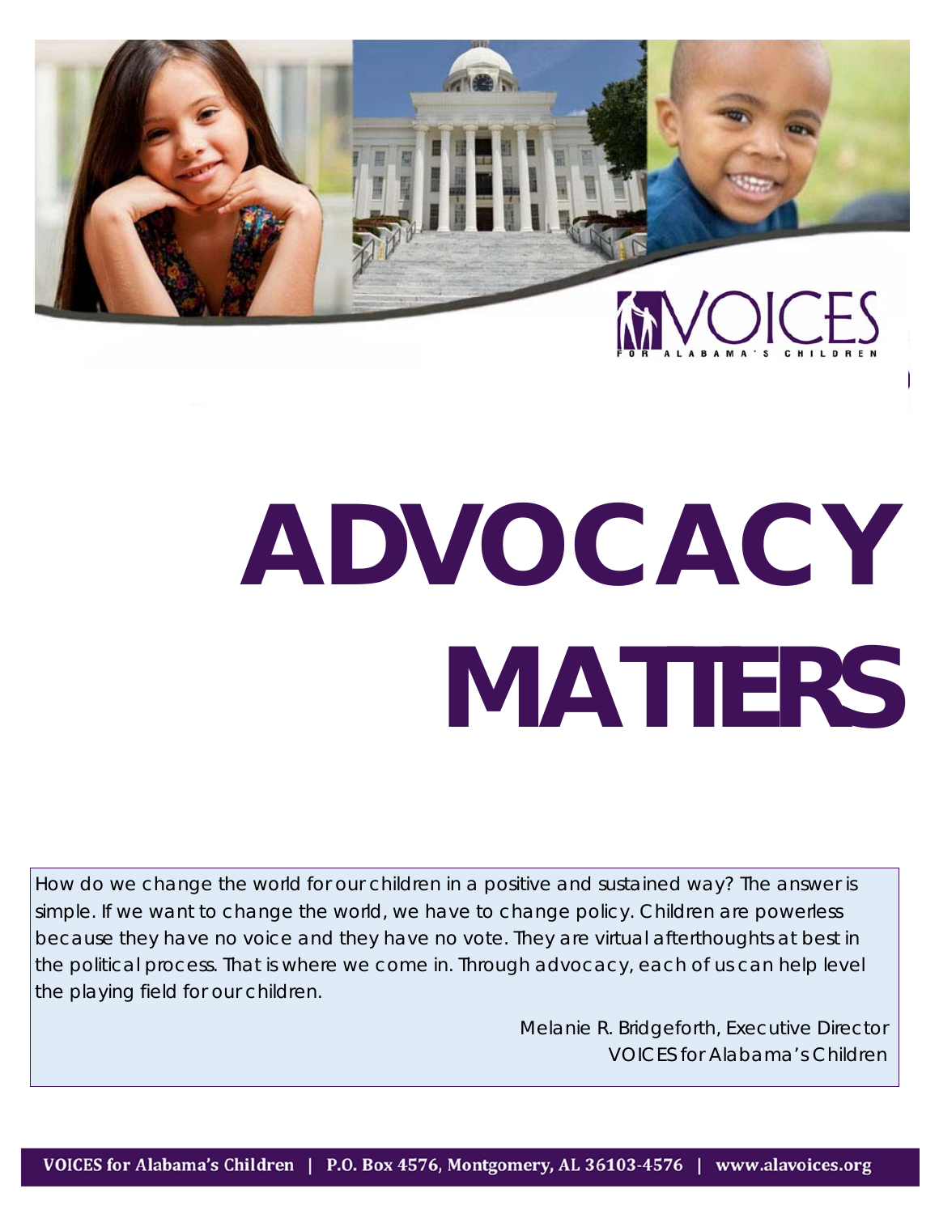# ADVOCACY MATTERS

How do we change the world for our children in a positive and sustained way? The answer is simple. If we want to change the world, we have to change policy. Children are powerless because they have no voice and they have no vote. They are virtual afterthoughts at best in the political process. That is where we come in. Through advocacy, each of us can help level the playing field for our children.

Melanie R. Bridgeforth, Executive Director
VOICES for Alabama's Children

VOICES for Alabama's Children | P.O. Box 4576, Montgomery, AL 36103-4576 | www.alavoices.org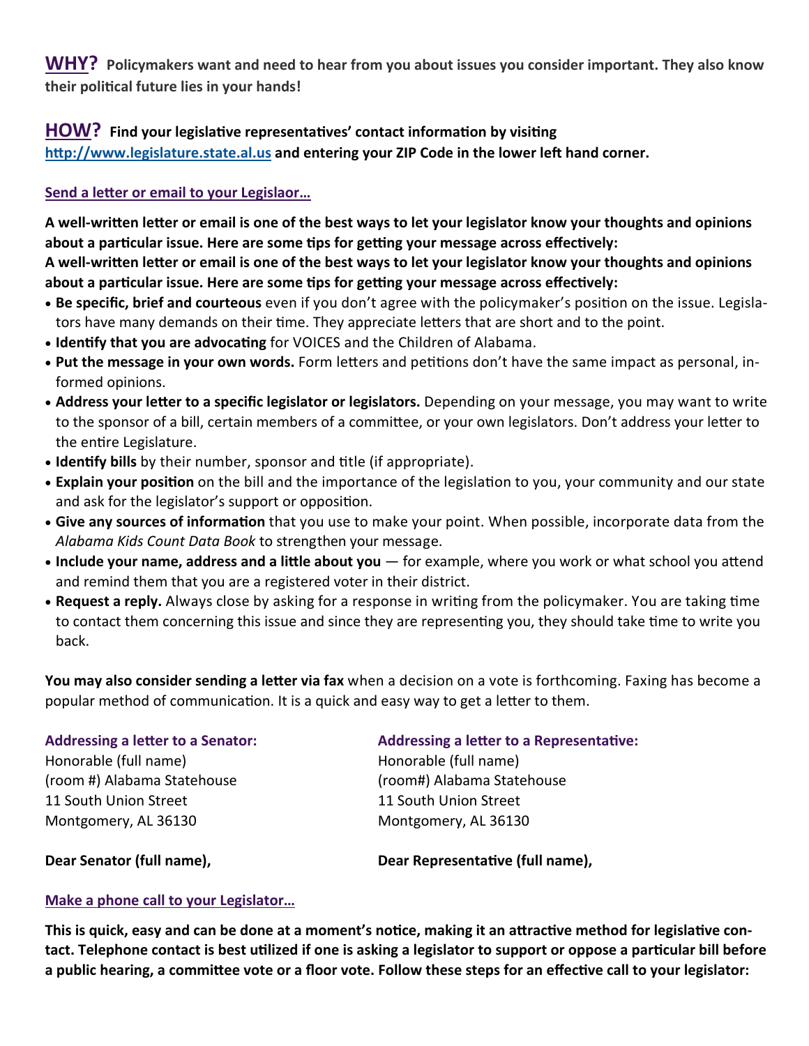**WHY?** **Policymakers want and need to hear from you about issues you consider important. They also know their political future lies in your hands!**

**HOW?** **Find your legislative representatives' contact information by visiting [http://www.legislature.state.al.us](http://www.legislature.state.al.us) and entering your ZIP Code in the lower left hand corner.**

**Send a letter or email to your Legislaor…**

**A well-written letter or email is one of the best ways to let your legislator know your thoughts and opinions about a particular issue. Here are some tips for getting your message across effectively:**

**A well-written letter or email is one of the best ways to let your legislator know your thoughts and opinions about a particular issue. Here are some tips for getting your message across effectively:**

- **Be specific, brief and courteous** even if you don't agree with the policymaker's position on the issue. Legislators have many demands on their time. They appreciate letters that are short and to the point.
- **Identify that you are advocating** for VOICES and the Children of Alabama.
- **Put the message in your own words.** Form letters and petitions don't have the same impact as personal, informed opinions.
- **Address your letter to a specific legislator or legislators.** Depending on your message, you may want to write to the sponsor of a bill, certain members of a committee, or your own legislators. Don't address your letter to the entire Legislature.
- **Identify bills** by their number, sponsor and title (if appropriate).
- **Explain your position** on the bill and the importance of the legislation to you, your community and our state and ask for the legislator's support or opposition.
- **Give any sources of information** that you use to make your point. When possible, incorporate data from the *Alabama Kids Count Data Book* to strengthen your message.
- **Include your name, address and a little about you** — for example, where you work or what school you attend and remind them that you are a registered voter in their district.
- **Request a reply.** Always close by asking for a response in writing from the policymaker. You are taking time to contact them concerning this issue and since they are representing you, they should take time to write you back.

**You may also consider sending a letter via fax** when a decision on a vote is forthcoming. Faxing has become a popular method of communication. It is a quick and easy way to get a letter to them.

**Addressing a letter to a Senator:**

Honorable (full name)
(room #) Alabama Statehouse
11 South Union Street
Montgomery, AL 36130

**Dear Senator (full name),**

**Addressing a letter to a Representative:**

Honorable (full name)
(room#) Alabama Statehouse
11 South Union Street
Montgomery, AL 36130

**Dear Representative (full name),**

**Make a phone call to your Legislator…**

**This is quick, easy and can be done at a moment's notice, making it an attractive method for legislative contact. Telephone contact is best utilized if one is asking a legislator to support or oppose a particular bill before a public hearing, a committee vote or a floor vote. Follow these steps for an effective call to your legislator:**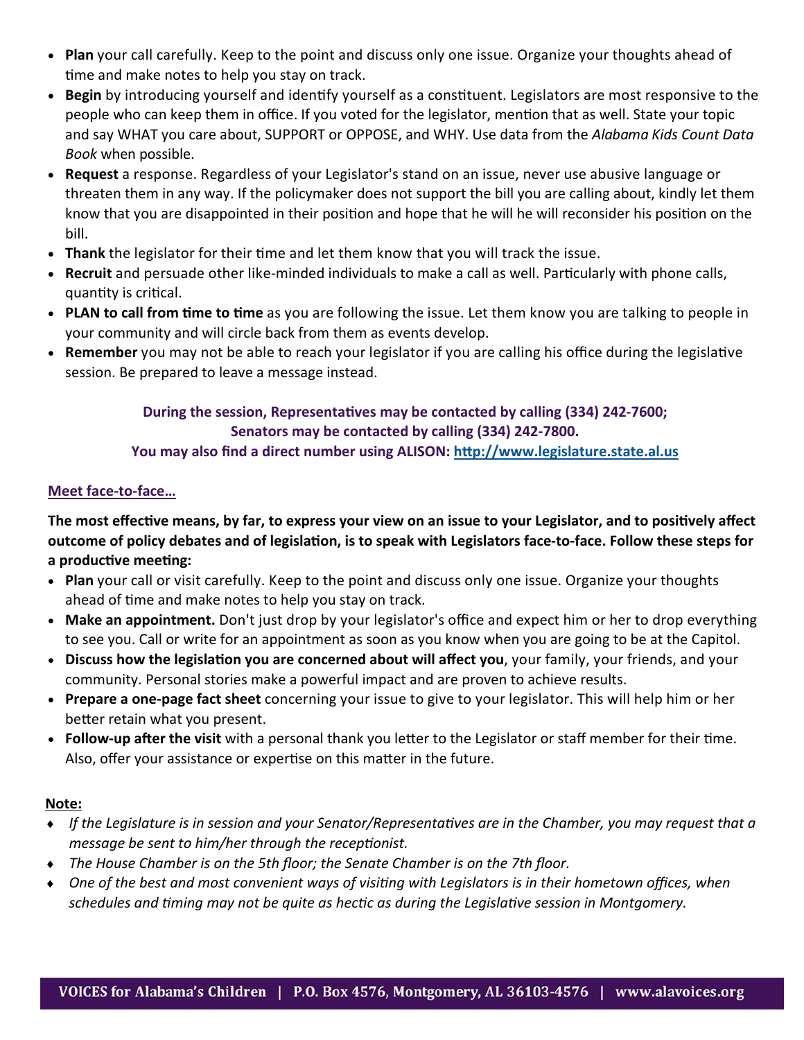- **Plan** your call carefully. Keep to the point and discuss only one issue. Organize your thoughts ahead of time and make notes to help you stay on track.
- **Begin** by introducing yourself and identify yourself as a constituent. Legislators are most responsive to the people who can keep them in office. If you voted for the legislator, mention that as well. State your topic and say WHAT you care about, SUPPORT or OPPOSE, and WHY. Use data from the *Alabama Kids Count Data Book* when possible.
- **Request** a response. Regardless of your Legislator's stand on an issue, never use abusive language or threaten them in any way. If the policymaker does not support the bill you are calling about, kindly let them know that you are disappointed in their position and hope that he will he will reconsider his position on the bill.
- **Thank** the legislator for their time and let them know that you will track the issue.
- **Recruit** and persuade other like-minded individuals to make a call as well. Particularly with phone calls, quantity is critical.
- **PLAN to call from time to time** as you are following the issue. Let them know you are talking to people in your community and will circle back from them as events develop.
- **Remember** you may not be able to reach your legislator if you are calling his office during the legislative session. Be prepared to leave a message instead.

**During the session, Representatives may be contacted by calling (334) 242-7600;**
**Senators may be contacted by calling (334) 242-7800.**
**You may also find a direct number using ALISON: http://www.legislature.state.al.us**

## Meet face-to-face…

**The most effective means, by far, to express your view on an issue to your Legislator, and to positively affect outcome of policy debates and of legislation, is to speak with Legislators face-to-face. Follow these steps for a productive meeting:**

- **Plan** your call or visit carefully. Keep to the point and discuss only one issue. Organize your thoughts ahead of time and make notes to help you stay on track.
- **Make an appointment.** Don't just drop by your legislator's office and expect him or her to drop everything to see you. Call or write for an appointment as soon as you know when you are going to be at the Capitol.
- **Discuss how the legislation you are concerned about will affect you**, your family, your friends, and your community. Personal stories make a powerful impact and are proven to achieve results.
- **Prepare a one-page fact sheet** concerning your issue to give to your legislator. This will help him or her better retain what you present.
- **Follow-up after the visit** with a personal thank you letter to the Legislator or staff member for their time. Also, offer your assistance or expertise on this matter in the future.

**Note:**

- *If the Legislature is in session and your Senator/Representatives are in the Chamber, you may request that a message be sent to him/her through the receptionist.*
- *The House Chamber is on the 5th floor; the Senate Chamber is on the 7th floor.*
- *One of the best and most convenient ways of visiting with Legislators is in their hometown offices, when schedules and timing may not be quite as hectic as during the Legislative session in Montgomery.*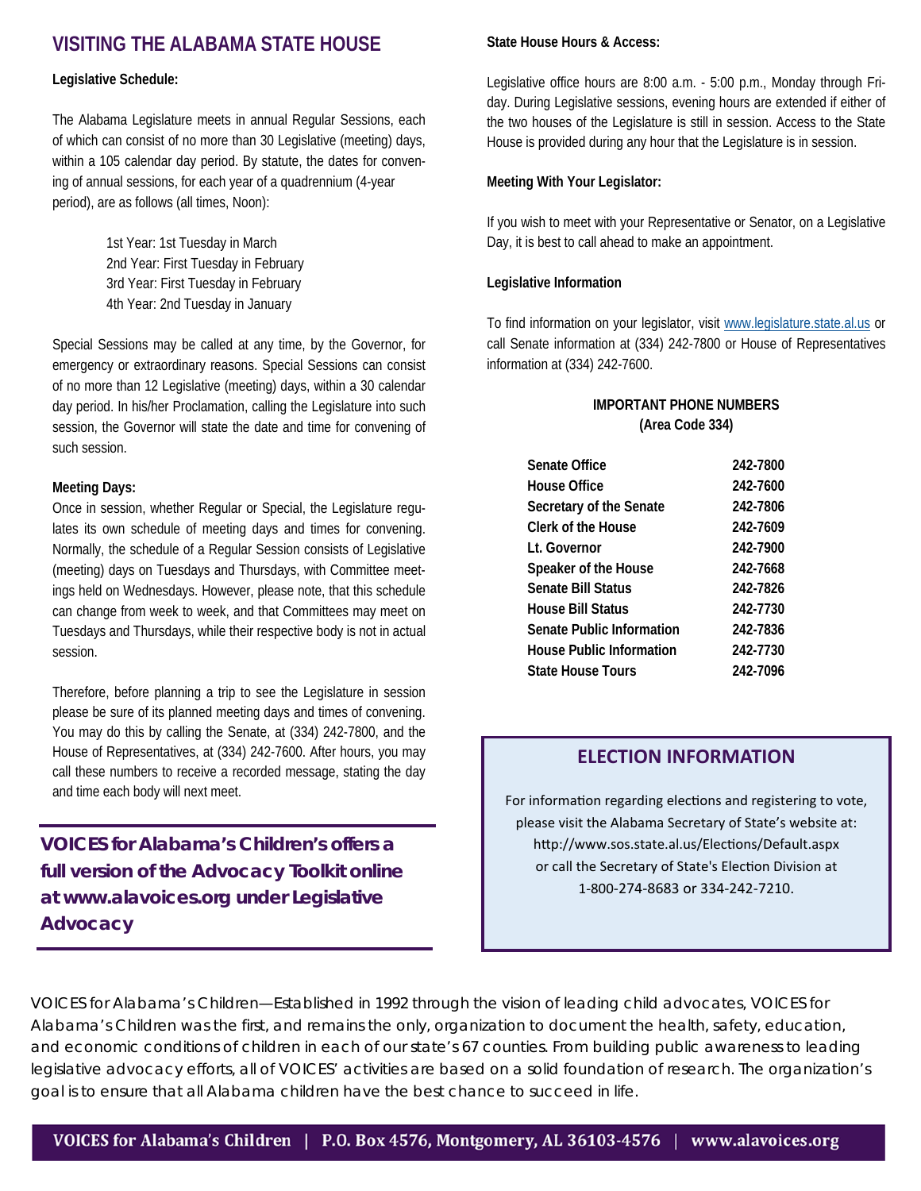## VISITING THE ALABAMA STATE HOUSE

**Legislative Schedule:**

The Alabama Legislature meets in annual Regular Sessions, each of which can consist of no more than 30 Legislative (meeting) days, within a 105 calendar day period. By statute, the dates for convening of annual sessions, for each year of a quadrennium (4-year period), are as follows (all times, Noon):

- 1st Year: 1st Tuesday in March
- 2nd Year: First Tuesday in February
- 3rd Year: First Tuesday in February
- 4th Year: 2nd Tuesday in January

Special Sessions may be called at any time, by the Governor, for emergency or extraordinary reasons. Special Sessions can consist of no more than 12 Legislative (meeting) days, within a 30 calendar day period. In his/her Proclamation, calling the Legislature into such session, the Governor will state the date and time for convening of such session.

**Meeting Days:**

Once in session, whether Regular or Special, the Legislature regulates its own schedule of meeting days and times for convening. Normally, the schedule of a Regular Session consists of Legislative (meeting) days on Tuesdays and Thursdays, with Committee meetings held on Wednesdays. However, please note, that this schedule can change from week to week, and that Committees may meet on Tuesdays and Thursdays, while their respective body is not in actual session.

Therefore, before planning a trip to see the Legislature in session please be sure of its planned meeting days and times of convening. You may do this by calling the Senate, at (334) 242-7800, and the House of Representatives, at (334) 242-7600. After hours, you may call these numbers to receive a recorded message, stating the day and time each body will next meet.

**VOICES for Alabama's Children's offers a full version of the Advocacy Toolkit online at www.alavoices.org under Legislative Advocacy**

**State House Hours & Access:**

Legislative office hours are 8:00 a.m. - 5:00 p.m., Monday through Friday. During Legislative sessions, evening hours are extended if either of the two houses of the Legislature is still in session. Access to the State House is provided during any hour that the Legislature is in session.

**Meeting With Your Legislator:**

If you wish to meet with your Representative or Senator, on a Legislative Day, it is best to call ahead to make an appointment.

**Legislative Information**

To find information on your legislator, visit www.legislature.state.al.us or call Senate information at (334) 242-7800 or House of Representatives information at (334) 242-7600.

**IMPORTANT PHONE NUMBERS (Area Code 334)**

| | |
|---|---|
| **Senate Office** | **242-7800** |
| **House Office** | **242-7600** |
| **Secretary of the Senate** | **242-7806** |
| **Clerk of the House** | **242-7609** |
| **Lt. Governor** | **242-7900** |
| **Speaker of the House** | **242-7668** |
| **Senate Bill Status** | **242-7826** |
| **House Bill Status** | **242-7730** |
| **Senate Public Information** | **242-7836** |
| **House Public Information** | **242-7730** |
| **State House Tours** | **242-7096** |

### ELECTION INFORMATION

For information regarding elections and registering to vote, please visit the Alabama Secretary of State's website at: http://www.sos.state.al.us/Elections/Default.aspx or call the Secretary of State's Election Division at 1-800-274-8683 or 334-242-7210.

VOICES for Alabama's Children—Established in 1992 through the vision of leading child advocates, VOICES for Alabama's Children was the first, and remains the only, organization to document the health, safety, education, and economic conditions of children in each of our state's 67 counties. From building public awareness to leading legislative advocacy efforts, all of VOICES' activities are based on a solid foundation of research. The organization's goal is to ensure that all Alabama children have the best chance to succeed in life.

**VOICES for Alabama's Children | P.O. Box 4576, Montgomery, AL 36103-4576 | www.alavoices.org**